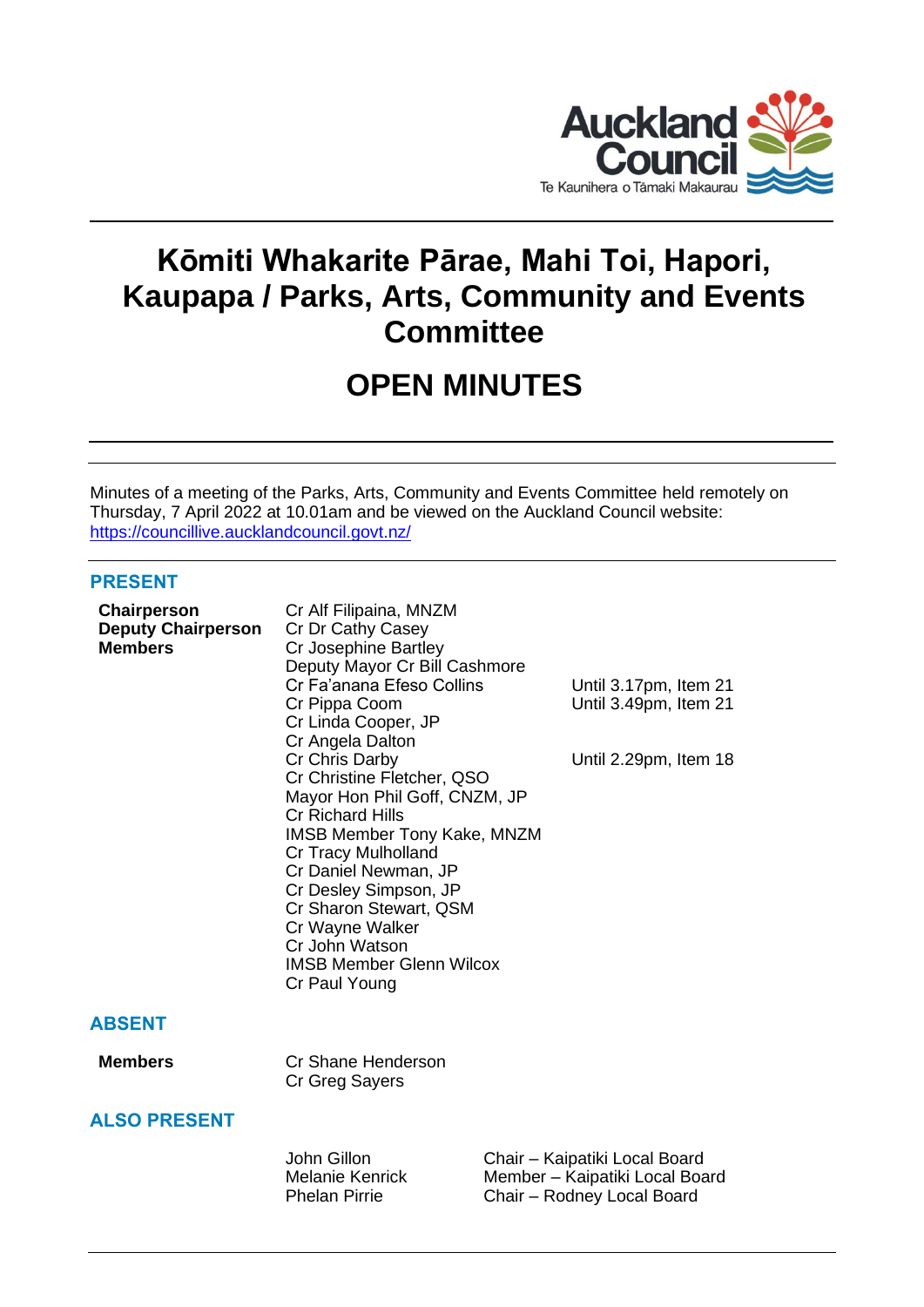# Kōmiti Whakarite Pārae, Mahi Toi, Hapori, Kaupapa / Parks, Arts, Community and Events Committee

# OPEN MINUTES

Minutes of a meeting of the Parks, Arts, Community and Events Committee held remotely on Thursday, 7 April 2022 at 10.01am and be viewed on the Auckland Council website: https://councillive.aucklandcouncil.govt.nz/

## PRESENT

| | | |
|---|---|---|
| **Chairperson** | Cr Alf Filipaina, MNZM | |
| **Deputy Chairperson** | Cr Dr Cathy Casey | |
| **Members** | Cr Josephine Bartley | |
| | Deputy Mayor Cr Bill Cashmore | |
| | Cr Fa'anana Efeso Collins | Until 3.17pm, Item 21 |
| | Cr Pippa Coom | Until 3.49pm, Item 21 |
| | Cr Linda Cooper, JP | |
| | Cr Angela Dalton | |
| | Cr Chris Darby | Until 2.29pm, Item 18 |
| | Cr Christine Fletcher, QSO | |
| | Mayor Hon Phil Goff, CNZM, JP | |
| | Cr Richard Hills | |
| | IMSB Member Tony Kake, MNZM | |
| | Cr Tracy Mulholland | |
| | Cr Daniel Newman, JP | |
| | Cr Desley Simpson, JP | |
| | Cr Sharon Stewart, QSM | |
| | Cr Wayne Walker | |
| | Cr John Watson | |
| | IMSB Member Glenn Wilcox | |
| | Cr Paul Young | |

## ABSENT

| | |
|---|---|
| **Members** | Cr Shane Henderson |
| | Cr Greg Sayers |

## ALSO PRESENT

| | |
|---|---|
| John Gillon | Chair – Kaipatiki Local Board |
| Melanie Kenrick | Member – Kaipatiki Local Board |
| Phelan Pirrie | Chair – Rodney Local Board |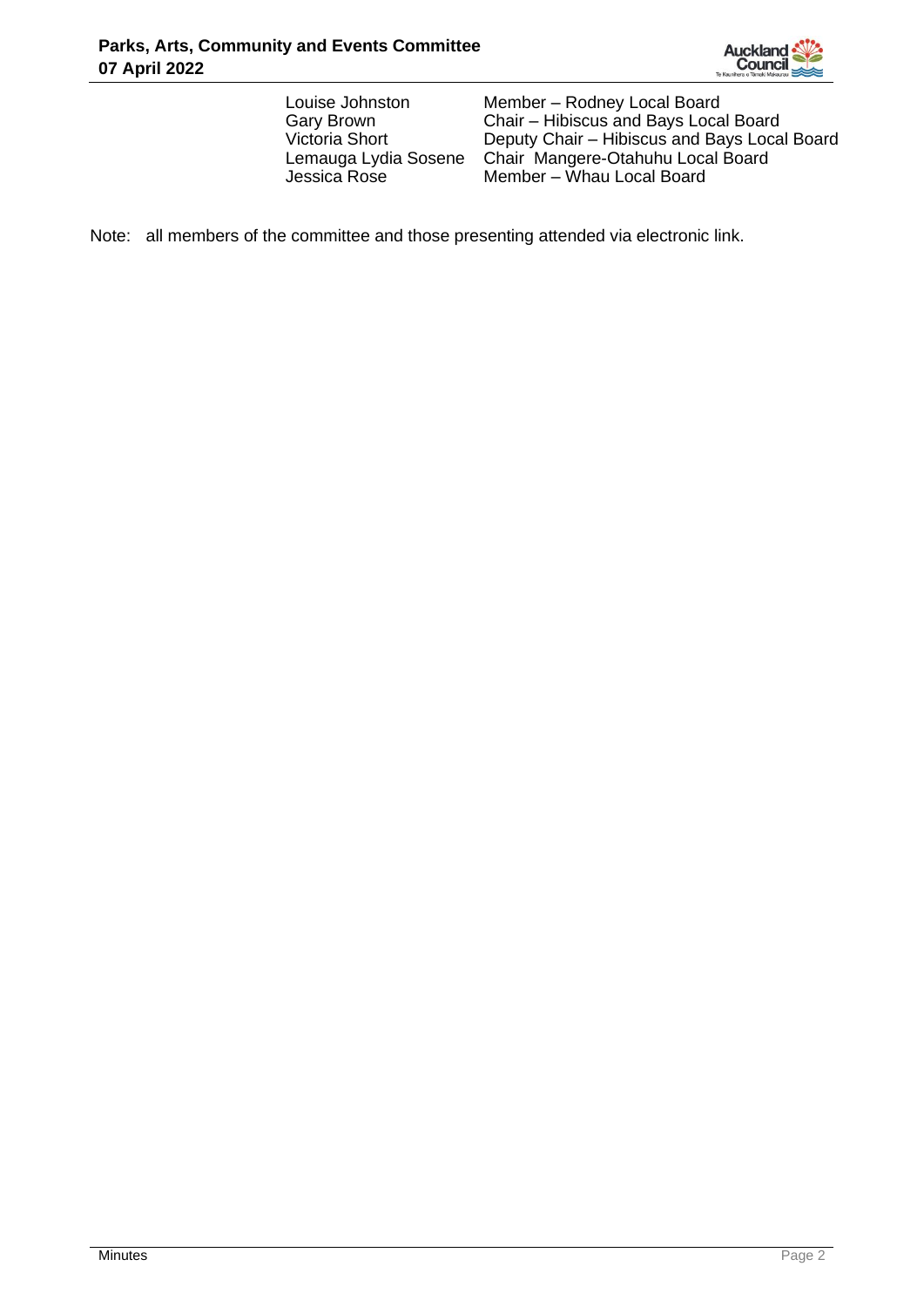| | |
|---|---|
| Louise Johnston | Member – Rodney Local Board |
| Gary Brown | Chair – Hibiscus and Bays Local Board |
| Victoria Short | Deputy Chair – Hibiscus and Bays Local Board |
| Lemauga Lydia Sosene | Chair Mangere-Otahuhu Local Board |
| Jessica Rose | Member – Whau Local Board |

Note: all members of the committee and those presenting attended via electronic link.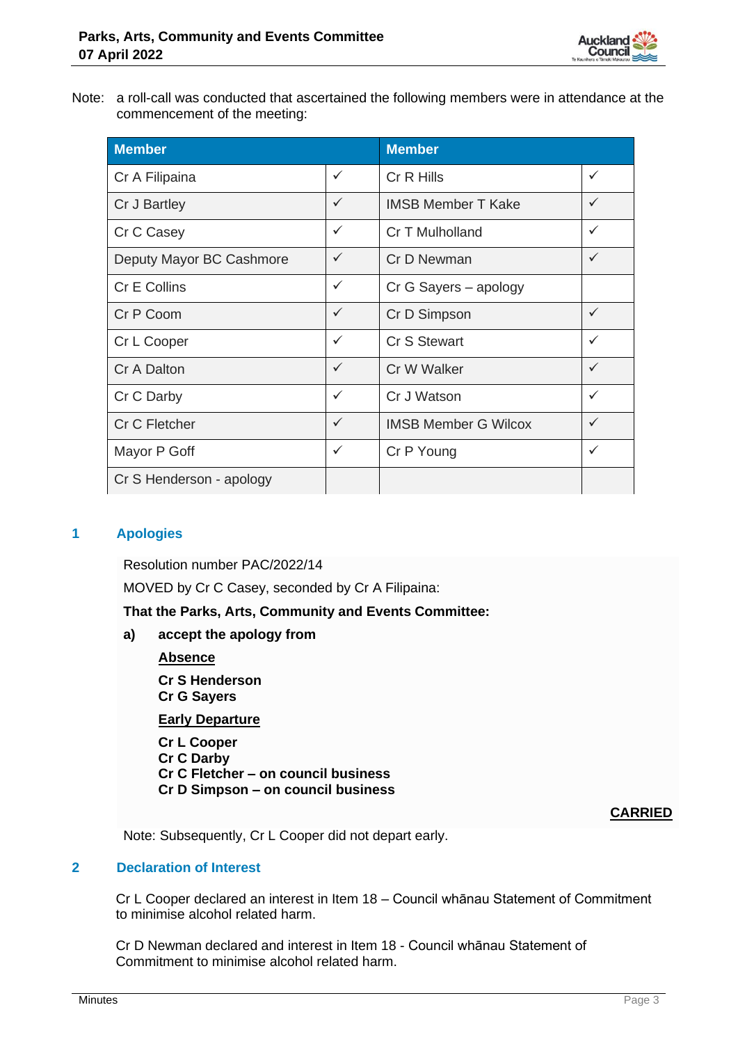Note: a roll-call was conducted that ascertained the following members were in attendance at the commencement of the meeting:

| Member | | Member | |
|---|---|---|---|
| Cr A Filipaina | ✓ | Cr R Hills | ✓ |
| Cr J Bartley | ✓ | IMSB Member T Kake | ✓ |
| Cr C Casey | ✓ | Cr T Mulholland | ✓ |
| Deputy Mayor BC Cashmore | ✓ | Cr D Newman | ✓ |
| Cr E Collins | ✓ | Cr G Sayers – apology | |
| Cr P Coom | ✓ | Cr D Simpson | ✓ |
| Cr L Cooper | ✓ | Cr S Stewart | ✓ |
| Cr A Dalton | ✓ | Cr W Walker | ✓ |
| Cr C Darby | ✓ | Cr J Watson | ✓ |
| Cr C Fletcher | ✓ | IMSB Member G Wilcox | ✓ |
| Mayor P Goff | ✓ | Cr P Young | ✓ |
| Cr S Henderson - apology | | | |

## 1 Apologies

Resolution number PAC/2022/14

MOVED by Cr C Casey, seconded by Cr A Filipaina:

**That the Parks, Arts, Community and Events Committee:**

**a) accept the apology from**

**Absence**

**Cr S Henderson**
**Cr G Sayers**

**Early Departure**

**Cr L Cooper**
**Cr C Darby**
**Cr C Fletcher – on council business**
**Cr D Simpson – on council business**

**CARRIED**

Note: Subsequently, Cr L Cooper did not depart early.

## 2 Declaration of Interest

Cr L Cooper declared an interest in Item 18 – Council whānau Statement of Commitment to minimise alcohol related harm.

Cr D Newman declared and interest in Item 18 - Council whānau Statement of Commitment to minimise alcohol related harm.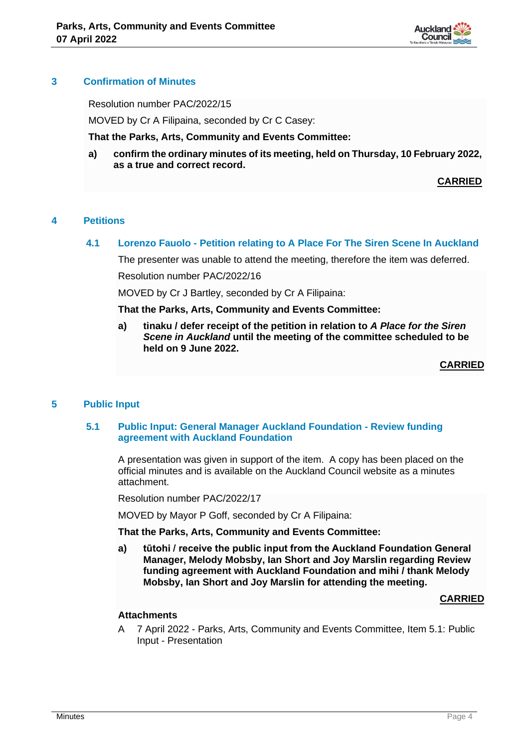## 3 Confirmation of Minutes

Resolution number PAC/2022/15

MOVED by Cr A Filipaina, seconded by Cr C Casey:

**That the Parks, Arts, Community and Events Committee:**

**a) confirm the ordinary minutes of its meeting, held on Thursday, 10 February 2022, as a true and correct record.**

**CARRIED**

## 4 Petitions

### 4.1 Lorenzo Fauolo - Petition relating to A Place For The Siren Scene In Auckland

The presenter was unable to attend the meeting, therefore the item was deferred.

Resolution number PAC/2022/16

MOVED by Cr J Bartley, seconded by Cr A Filipaina:

**That the Parks, Arts, Community and Events Committee:**

**a) tinaku / defer receipt of the petition in relation to *A Place for the Siren Scene in Auckland* until the meeting of the committee scheduled to be held on 9 June 2022.**

**CARRIED**

## 5 Public Input

### 5.1 Public Input: General Manager Auckland Foundation - Review funding agreement with Auckland Foundation

A presentation was given in support of the item. A copy has been placed on the official minutes and is available on the Auckland Council website as a minutes attachment.

Resolution number PAC/2022/17

MOVED by Mayor P Goff, seconded by Cr A Filipaina:

**That the Parks, Arts, Community and Events Committee:**

**a) tūtohi / receive the public input from the Auckland Foundation General Manager, Melody Mobsby, Ian Short and Joy Marslin regarding Review funding agreement with Auckland Foundation and mihi / thank Melody Mobsby, Ian Short and Joy Marslin for attending the meeting.**

**CARRIED**

**Attachments**

A 7 April 2022 - Parks, Arts, Community and Events Committee, Item 5.1: Public Input - Presentation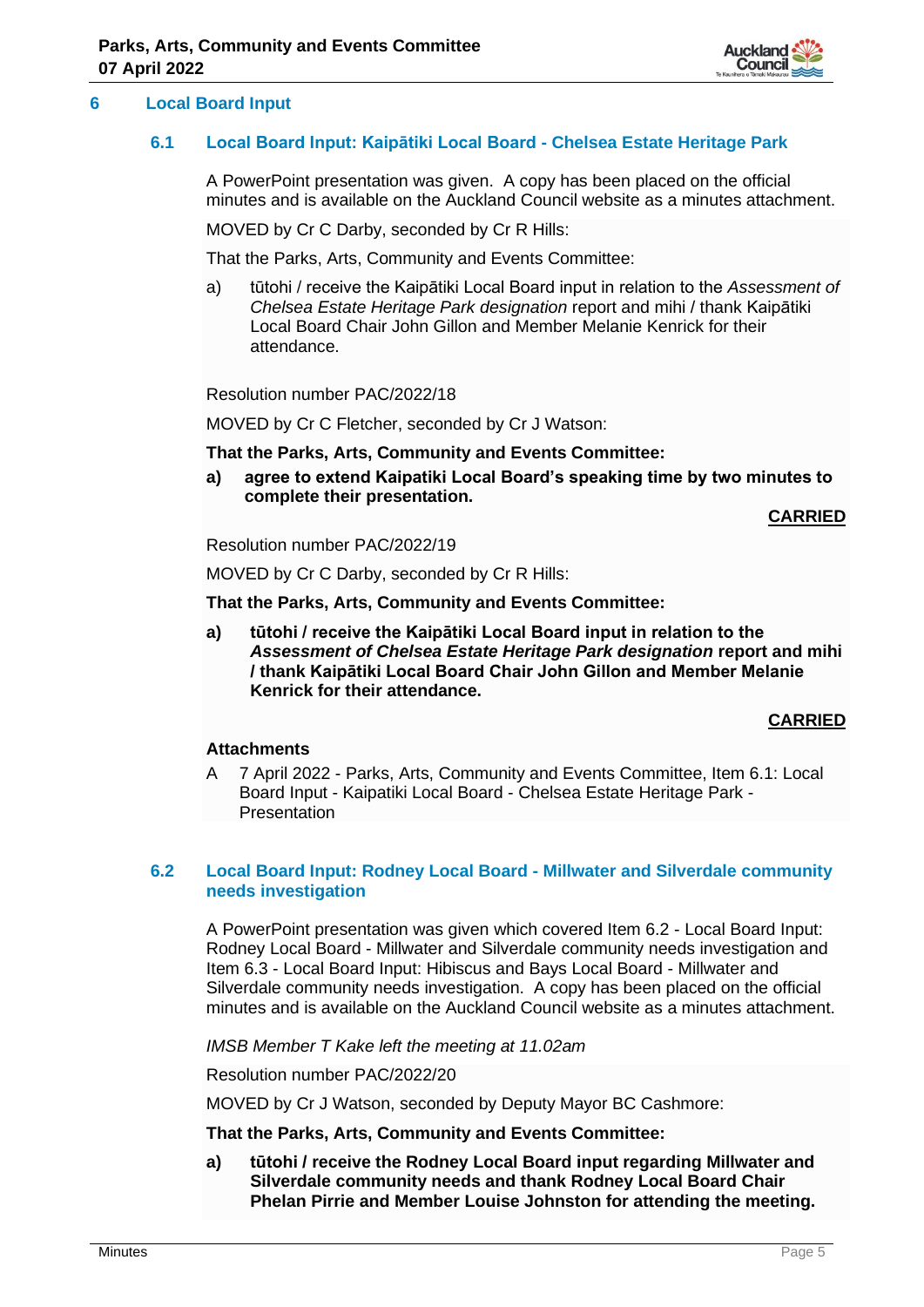## 6 Local Board Input

### 6.1 Local Board Input: Kaipātiki Local Board - Chelsea Estate Heritage Park

A PowerPoint presentation was given. A copy has been placed on the official minutes and is available on the Auckland Council website as a minutes attachment.

MOVED by Cr C Darby, seconded by Cr R Hills:

That the Parks, Arts, Community and Events Committee:

a) tūtohi / receive the Kaipātiki Local Board input in relation to the *Assessment of Chelsea Estate Heritage Park designation* report and mihi / thank Kaipātiki Local Board Chair John Gillon and Member Melanie Kenrick for their attendance.

Resolution number PAC/2022/18

MOVED by Cr C Fletcher, seconded by Cr J Watson:

**That the Parks, Arts, Community and Events Committee:**

**a) agree to extend Kaipatiki Local Board's speaking time by two minutes to complete their presentation.**

**CARRIED**

Resolution number PAC/2022/19

MOVED by Cr C Darby, seconded by Cr R Hills:

**That the Parks, Arts, Community and Events Committee:**

**a) tūtohi / receive the Kaipātiki Local Board input in relation to the *Assessment of Chelsea Estate Heritage Park designation* report and mihi / thank Kaipātiki Local Board Chair John Gillon and Member Melanie Kenrick for their attendance.**

**CARRIED**

**Attachments**

A 7 April 2022 - Parks, Arts, Community and Events Committee, Item 6.1: Local Board Input - Kaipatiki Local Board - Chelsea Estate Heritage Park - Presentation

### 6.2 Local Board Input: Rodney Local Board - Millwater and Silverdale community needs investigation

A PowerPoint presentation was given which covered Item 6.2 - Local Board Input: Rodney Local Board - Millwater and Silverdale community needs investigation and Item 6.3 - Local Board Input: Hibiscus and Bays Local Board - Millwater and Silverdale community needs investigation. A copy has been placed on the official minutes and is available on the Auckland Council website as a minutes attachment.

*IMSB Member T Kake left the meeting at 11.02am*

Resolution number PAC/2022/20

MOVED by Cr J Watson, seconded by Deputy Mayor BC Cashmore:

**That the Parks, Arts, Community and Events Committee:**

**a) tūtohi / receive the Rodney Local Board input regarding Millwater and Silverdale community needs and thank Rodney Local Board Chair Phelan Pirrie and Member Louise Johnston for attending the meeting.**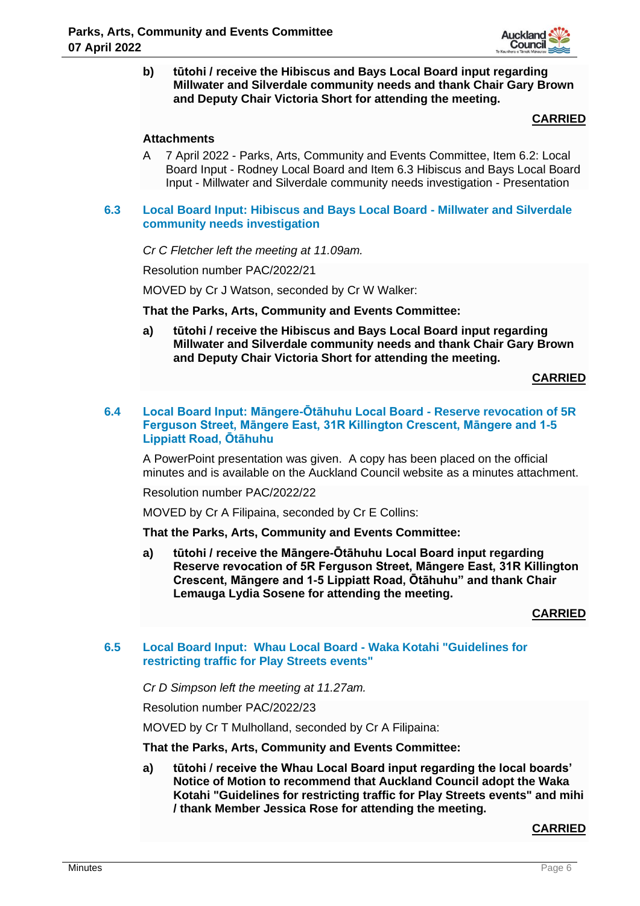b) **tūtohi / receive the Hibiscus and Bays Local Board input regarding Millwater and Silverdale community needs and thank Chair Gary Brown and Deputy Chair Victoria Short for attending the meeting.**

**CARRIED**

**Attachments**

A 7 April 2022 - Parks, Arts, Community and Events Committee, Item 6.2: Local Board Input - Rodney Local Board and Item 6.3 Hibiscus and Bays Local Board Input - Millwater and Silverdale community needs investigation - Presentation

### 6.3 Local Board Input: Hibiscus and Bays Local Board - Millwater and Silverdale community needs investigation

*Cr C Fletcher left the meeting at 11.09am.*

Resolution number PAC/2022/21

MOVED by Cr J Watson, seconded by Cr W Walker:

**That the Parks, Arts, Community and Events Committee:**

a) **tūtohi / receive the Hibiscus and Bays Local Board input regarding Millwater and Silverdale community needs and thank Chair Gary Brown and Deputy Chair Victoria Short for attending the meeting.**

**CARRIED**

### 6.4 Local Board Input: Māngere-Ōtāhuhu Local Board - Reserve revocation of 5R Ferguson Street, Māngere East, 31R Killington Crescent, Māngere and 1-5 Lippiatt Road, Ōtāhuhu

A PowerPoint presentation was given. A copy has been placed on the official minutes and is available on the Auckland Council website as a minutes attachment.

Resolution number PAC/2022/22

MOVED by Cr A Filipaina, seconded by Cr E Collins:

**That the Parks, Arts, Community and Events Committee:**

a) **tūtohi / receive the Māngere-Ōtāhuhu Local Board input regarding Reserve revocation of 5R Ferguson Street, Māngere East, 31R Killington Crescent, Māngere and 1-5 Lippiatt Road, Ōtāhuhu" and thank Chair Lemauga Lydia Sosene for attending the meeting.**

**CARRIED**

### 6.5 Local Board Input: Whau Local Board - Waka Kotahi "Guidelines for restricting traffic for Play Streets events"

*Cr D Simpson left the meeting at 11.27am.*

Resolution number PAC/2022/23

MOVED by Cr T Mulholland, seconded by Cr A Filipaina:

**That the Parks, Arts, Community and Events Committee:**

a) **tūtohi / receive the Whau Local Board input regarding the local boards' Notice of Motion to recommend that Auckland Council adopt the Waka Kotahi "Guidelines for restricting traffic for Play Streets events" and mihi / thank Member Jessica Rose for attending the meeting.**

**CARRIED**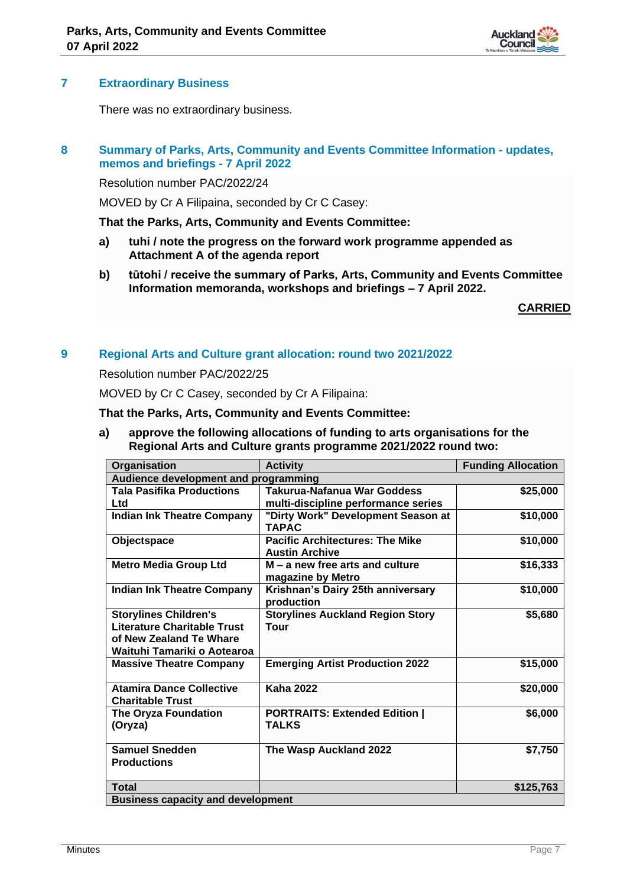## 7 Extraordinary Business

There was no extraordinary business.

## 8 Summary of Parks, Arts, Community and Events Committee Information - updates, memos and briefings - 7 April 2022

Resolution number PAC/2022/24

MOVED by Cr A Filipaina, seconded by Cr C Casey:

**That the Parks, Arts, Community and Events Committee:**

**a) tuhi / note the progress on the forward work programme appended as Attachment A of the agenda report**

**b) tūtohi / receive the summary of Parks, Arts, Community and Events Committee Information memoranda, workshops and briefings – 7 April 2022.**

**CARRIED**

## 9 Regional Arts and Culture grant allocation: round two 2021/2022

Resolution number PAC/2022/25

MOVED by Cr C Casey, seconded by Cr A Filipaina:

**That the Parks, Arts, Community and Events Committee:**

**a) approve the following allocations of funding to arts organisations for the Regional Arts and Culture grants programme 2021/2022 round two:**

| Organisation | Activity | Funding Allocation |
|---|---|---|
| **Audience development and programming** | | |
| Tala Pasifika Productions Ltd | Takurua-Nafanua War Goddess multi-discipline performance series | $25,000 |
| Indian Ink Theatre Company | "Dirty Work" Development Season at TAPAC | $10,000 |
| Objectspace | Pacific Architectures: The Mike Austin Archive | $10,000 |
| Metro Media Group Ltd | M – a new free arts and culture magazine by Metro | $16,333 |
| Indian Ink Theatre Company | Krishnan's Dairy 25th anniversary production | $10,000 |
| Storylines Children's Literature Charitable Trust of New Zealand Te Whare Waituhi Tamariki o Aotearoa | Storylines Auckland Region Story Tour | $5,680 |
| Massive Theatre Company | Emerging Artist Production 2022 | $15,000 |
| Atamira Dance Collective Charitable Trust | Kaha 2022 | $20,000 |
| The Oryza Foundation (Oryza) | PORTRAITS: Extended Edition \| TALKS | $6,000 |
| Samuel Snedden Productions | The Wasp Auckland 2022 | $7,750 |
| **Total** | | **$125,763** |
| **Business capacity and development** | | |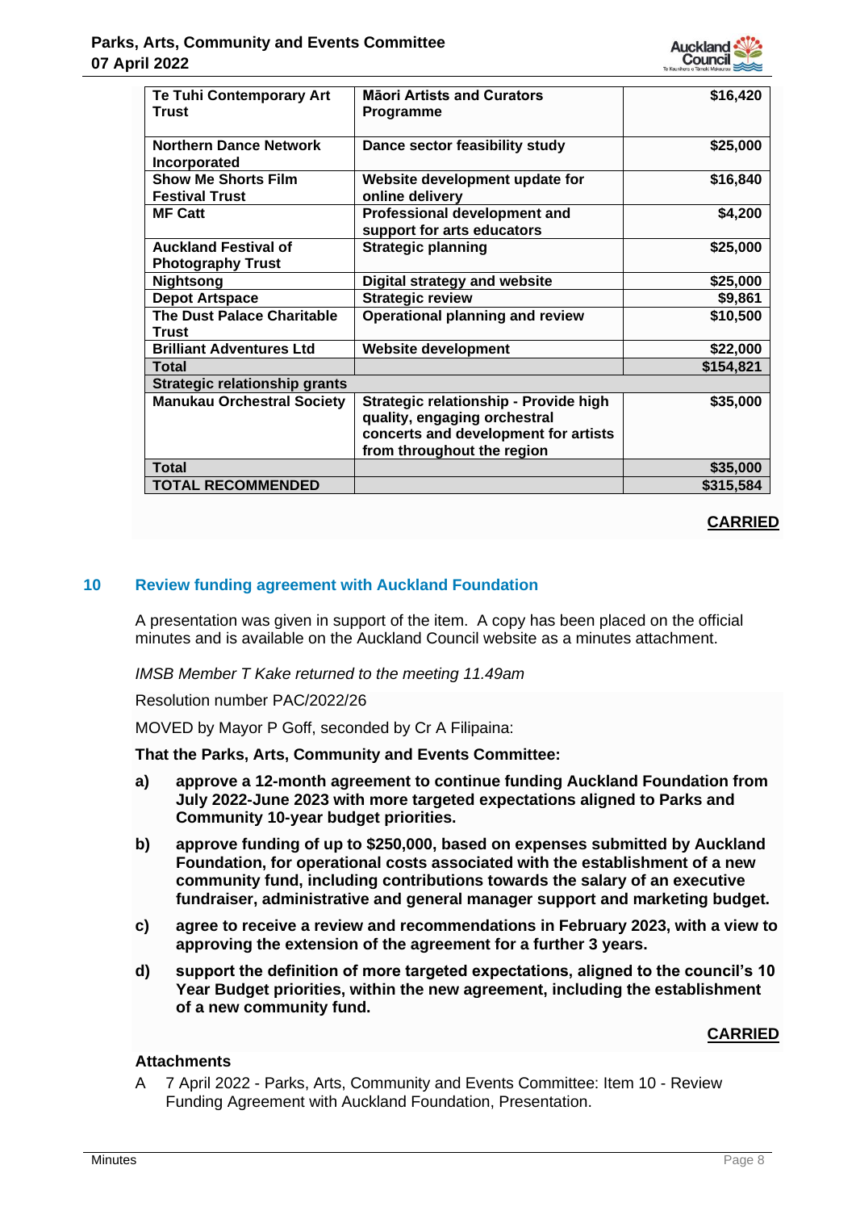| | | |
|---|---|---|
| **Te Tuhi Contemporary Art Trust** | **Māori Artists and Curators Programme** | **$16,420** |
| **Northern Dance Network Incorporated** | **Dance sector feasibility study** | **$25,000** |
| **Show Me Shorts Film Festival Trust** | **Website development update for online delivery** | **$16,840** |
| **MF Catt** | **Professional development and support for arts educators** | **$4,200** |
| **Auckland Festival of Photography Trust** | **Strategic planning** | **$25,000** |
| **Nightsong** | **Digital strategy and website** | **$25,000** |
| **Depot Artspace** | **Strategic review** | **$9,861** |
| **The Dust Palace Charitable Trust** | **Operational planning and review** | **$10,500** |
| **Brilliant Adventures Ltd** | **Website development** | **$22,000** |
| **Total** | | **$154,821** |
| **Strategic relationship grants** | | |
| **Manukau Orchestral Society** | **Strategic relationship - Provide high quality, engaging orchestral concerts and development for artists from throughout the region** | **$35,000** |
| **Total** | | **$35,000** |
| **TOTAL RECOMMENDED** | | **$315,584** |

**CARRIED**

## 10 Review funding agreement with Auckland Foundation

A presentation was given in support of the item. A copy has been placed on the official minutes and is available on the Auckland Council website as a minutes attachment.

*IMSB Member T Kake returned to the meeting 11.49am*

Resolution number PAC/2022/26

MOVED by Mayor P Goff, seconded by Cr A Filipaina:

**That the Parks, Arts, Community and Events Committee:**

**a) approve a 12-month agreement to continue funding Auckland Foundation from July 2022-June 2023 with more targeted expectations aligned to Parks and Community 10-year budget priorities.**

**b) approve funding of up to $250,000, based on expenses submitted by Auckland Foundation, for operational costs associated with the establishment of a new community fund, including contributions towards the salary of an executive fundraiser, administrative and general manager support and marketing budget.**

**c) agree to receive a review and recommendations in February 2023, with a view to approving the extension of the agreement for a further 3 years.**

**d) support the definition of more targeted expectations, aligned to the council's 10 Year Budget priorities, within the new agreement, including the establishment of a new community fund.**

**CARRIED**

### Attachments

A 7 April 2022 - Parks, Arts, Community and Events Committee: Item 10 - Review Funding Agreement with Auckland Foundation, Presentation.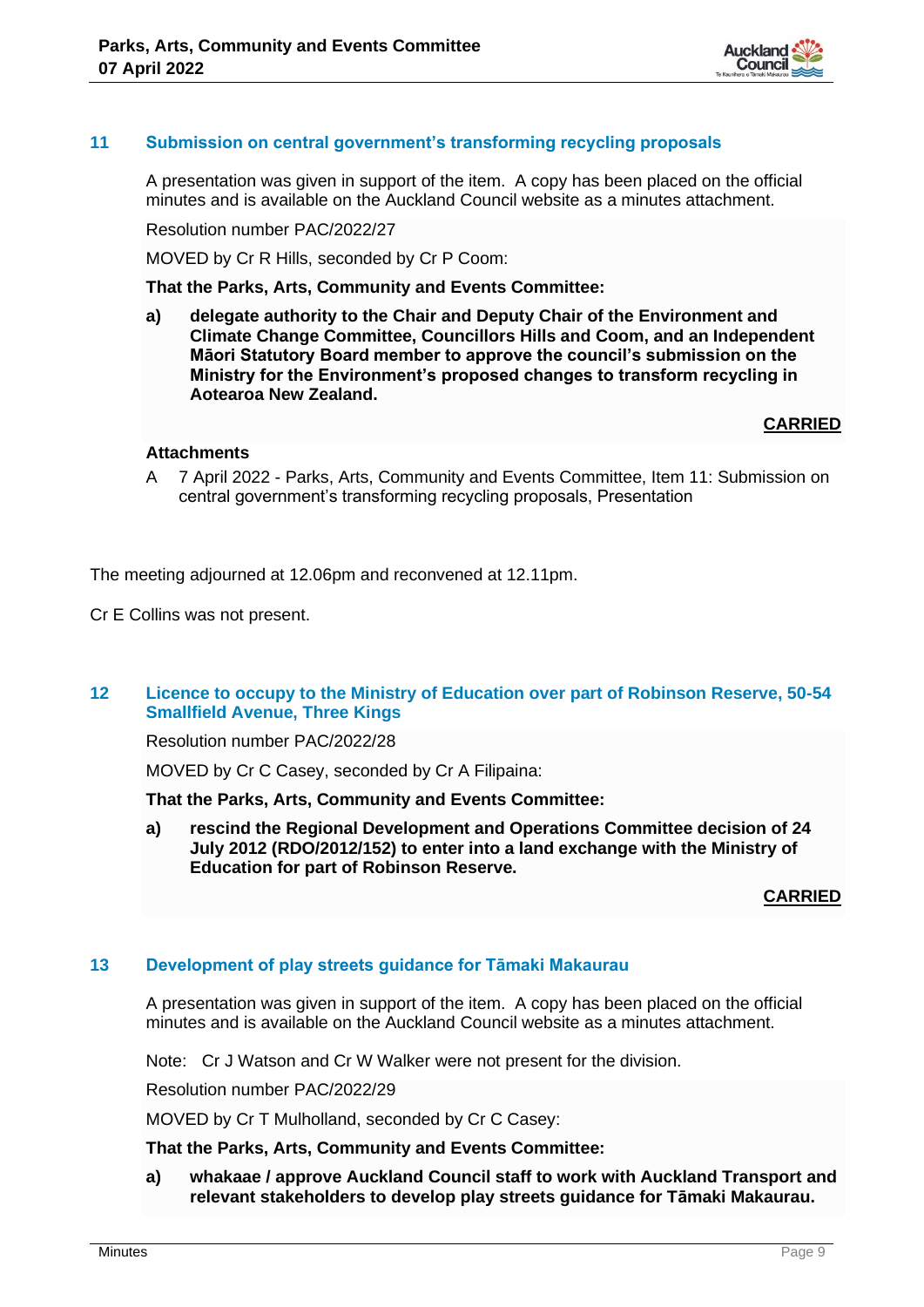## 11 Submission on central government's transforming recycling proposals

A presentation was given in support of the item. A copy has been placed on the official minutes and is available on the Auckland Council website as a minutes attachment.

Resolution number PAC/2022/27

MOVED by Cr R Hills, seconded by Cr P Coom:

**That the Parks, Arts, Community and Events Committee:**

**a) delegate authority to the Chair and Deputy Chair of the Environment and Climate Change Committee, Councillors Hills and Coom, and an Independent Māori Statutory Board member to approve the council's submission on the Ministry for the Environment's proposed changes to transform recycling in Aotearoa New Zealand.**

**CARRIED**

**Attachments**

A 7 April 2022 - Parks, Arts, Community and Events Committee, Item 11: Submission on central government's transforming recycling proposals, Presentation

The meeting adjourned at 12.06pm and reconvened at 12.11pm.

Cr E Collins was not present.

## 12 Licence to occupy to the Ministry of Education over part of Robinson Reserve, 50-54 Smallfield Avenue, Three Kings

Resolution number PAC/2022/28

MOVED by Cr C Casey, seconded by Cr A Filipaina:

**That the Parks, Arts, Community and Events Committee:**

**a) rescind the Regional Development and Operations Committee decision of 24 July 2012 (RDO/2012/152) to enter into a land exchange with the Ministry of Education for part of Robinson Reserve.**

**CARRIED**

## 13 Development of play streets guidance for Tāmaki Makaurau

A presentation was given in support of the item. A copy has been placed on the official minutes and is available on the Auckland Council website as a minutes attachment.

Note: Cr J Watson and Cr W Walker were not present for the division.

Resolution number PAC/2022/29

MOVED by Cr T Mulholland, seconded by Cr C Casey:

**That the Parks, Arts, Community and Events Committee:**

**a) whakaae / approve Auckland Council staff to work with Auckland Transport and relevant stakeholders to develop play streets guidance for Tāmaki Makaurau.**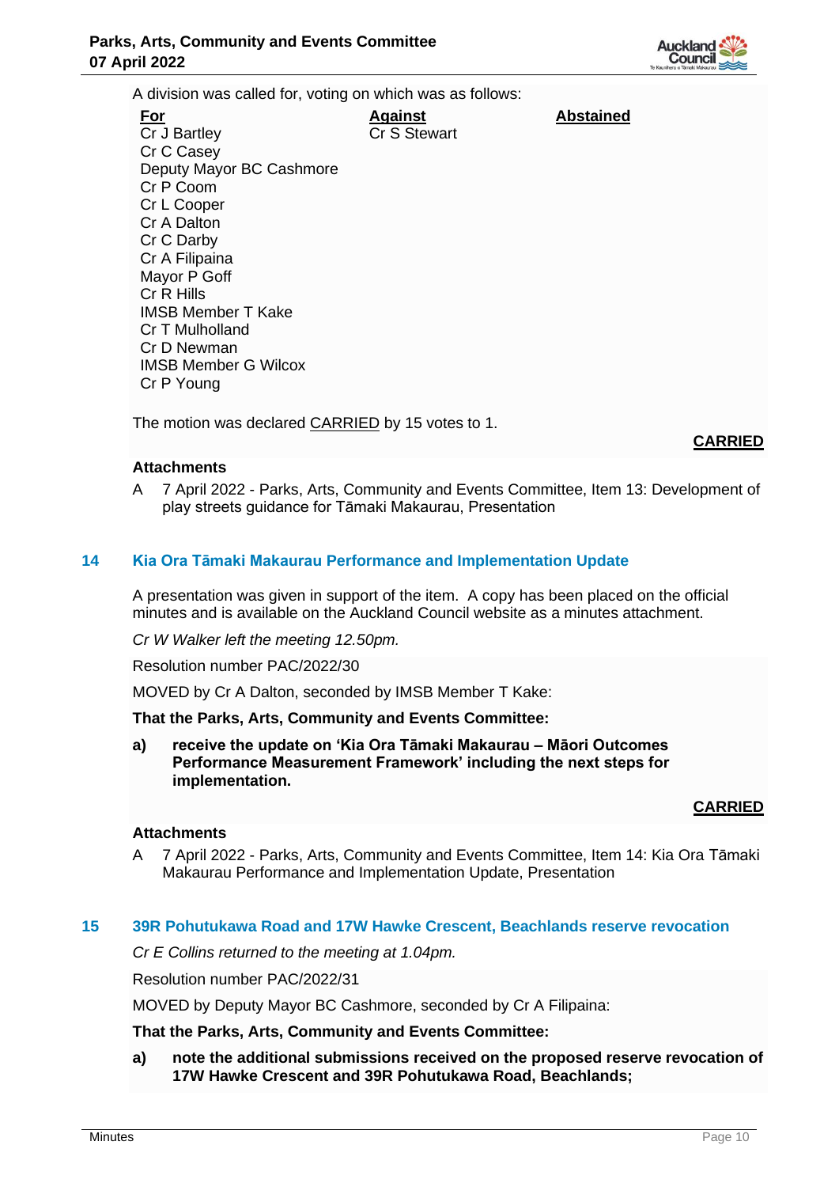A division was called for, voting on which was as follows:

| For | Against | Abstained |
|---|---|---|
| Cr J Bartley | Cr S Stewart | |
| Cr C Casey | | |
| Deputy Mayor BC Cashmore | | |
| Cr P Coom | | |
| Cr L Cooper | | |
| Cr A Dalton | | |
| Cr C Darby | | |
| Cr A Filipaina | | |
| Mayor P Goff | | |
| Cr R Hills | | |
| IMSB Member T Kake | | |
| Cr T Mulholland | | |
| Cr D Newman | | |
| IMSB Member G Wilcox | | |
| Cr P Young | | |

The motion was declared CARRIED by 15 votes to 1.

**CARRIED**

**Attachments**

A 7 April 2022 - Parks, Arts, Community and Events Committee, Item 13: Development of play streets guidance for Tāmaki Makaurau, Presentation

## 14 Kia Ora Tāmaki Makaurau Performance and Implementation Update

A presentation was given in support of the item. A copy has been placed on the official minutes and is available on the Auckland Council website as a minutes attachment.

*Cr W Walker left the meeting 12.50pm.*

Resolution number PAC/2022/30

MOVED by Cr A Dalton, seconded by IMSB Member T Kake:

**That the Parks, Arts, Community and Events Committee:**

**a) receive the update on 'Kia Ora Tāmaki Makaurau – Māori Outcomes Performance Measurement Framework' including the next steps for implementation.**

**CARRIED**

**Attachments**

A 7 April 2022 - Parks, Arts, Community and Events Committee, Item 14: Kia Ora Tāmaki Makaurau Performance and Implementation Update, Presentation

## 15 39R Pohutukawa Road and 17W Hawke Crescent, Beachlands reserve revocation

*Cr E Collins returned to the meeting at 1.04pm.*

Resolution number PAC/2022/31

MOVED by Deputy Mayor BC Cashmore, seconded by Cr A Filipaina:

**That the Parks, Arts, Community and Events Committee:**

**a) note the additional submissions received on the proposed reserve revocation of 17W Hawke Crescent and 39R Pohutukawa Road, Beachlands;**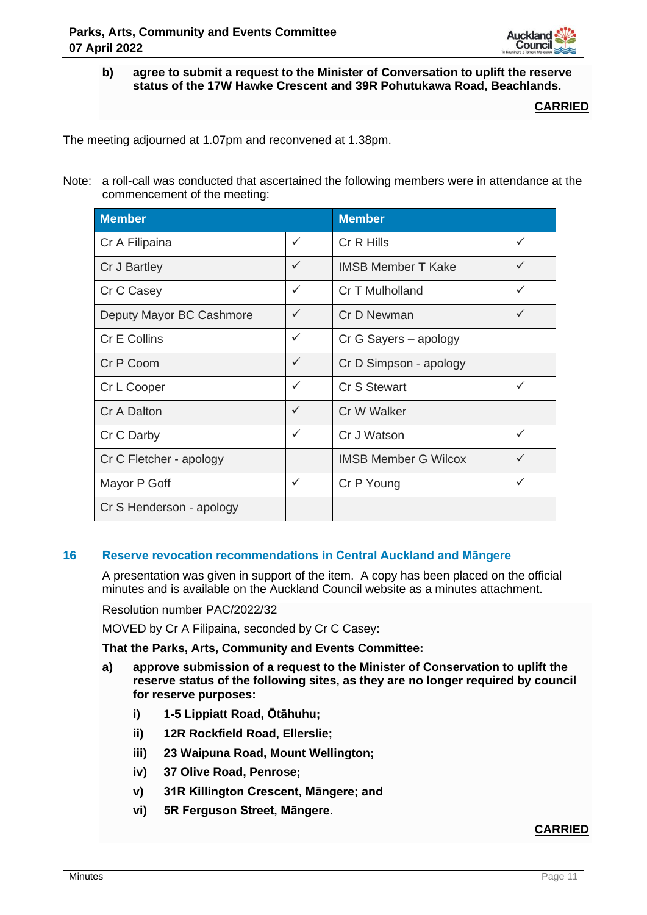**b) agree to submit a request to the Minister of Conversation to uplift the reserve status of the 17W Hawke Crescent and 39R Pohutukawa Road, Beachlands.**

**CARRIED**

The meeting adjourned at 1.07pm and reconvened at 1.38pm.

Note: a roll-call was conducted that ascertained the following members were in attendance at the commencement of the meeting:

| Member | | Member | |
|---|---|---|---|
| Cr A Filipaina | ✓ | Cr R Hills | ✓ |
| Cr J Bartley | ✓ | IMSB Member T Kake | ✓ |
| Cr C Casey | ✓ | Cr T Mulholland | ✓ |
| Deputy Mayor BC Cashmore | ✓ | Cr D Newman | ✓ |
| Cr E Collins | ✓ | Cr G Sayers – apology | |
| Cr P Coom | ✓ | Cr D Simpson - apology | |
| Cr L Cooper | ✓ | Cr S Stewart | ✓ |
| Cr A Dalton | ✓ | Cr W Walker | |
| Cr C Darby | ✓ | Cr J Watson | ✓ |
| Cr C Fletcher - apology | | IMSB Member G Wilcox | ✓ |
| Mayor P Goff | ✓ | Cr P Young | ✓ |
| Cr S Henderson - apology | | | |

## 16 Reserve revocation recommendations in Central Auckland and Māngere

A presentation was given in support of the item. A copy has been placed on the official minutes and is available on the Auckland Council website as a minutes attachment.

Resolution number PAC/2022/32

MOVED by Cr A Filipaina, seconded by Cr C Casey:

**That the Parks, Arts, Community and Events Committee:**

**a) approve submission of a request to the Minister of Conservation to uplift the reserve status of the following sites, as they are no longer required by council for reserve purposes:**

- **i) 1-5 Lippiatt Road, Ōtāhuhu;**
- **ii) 12R Rockfield Road, Ellerslie;**
- **iii) 23 Waipuna Road, Mount Wellington;**
- **iv) 37 Olive Road, Penrose;**
- **v) 31R Killington Crescent, Māngere; and**
- **vi) 5R Ferguson Street, Māngere.**

**CARRIED**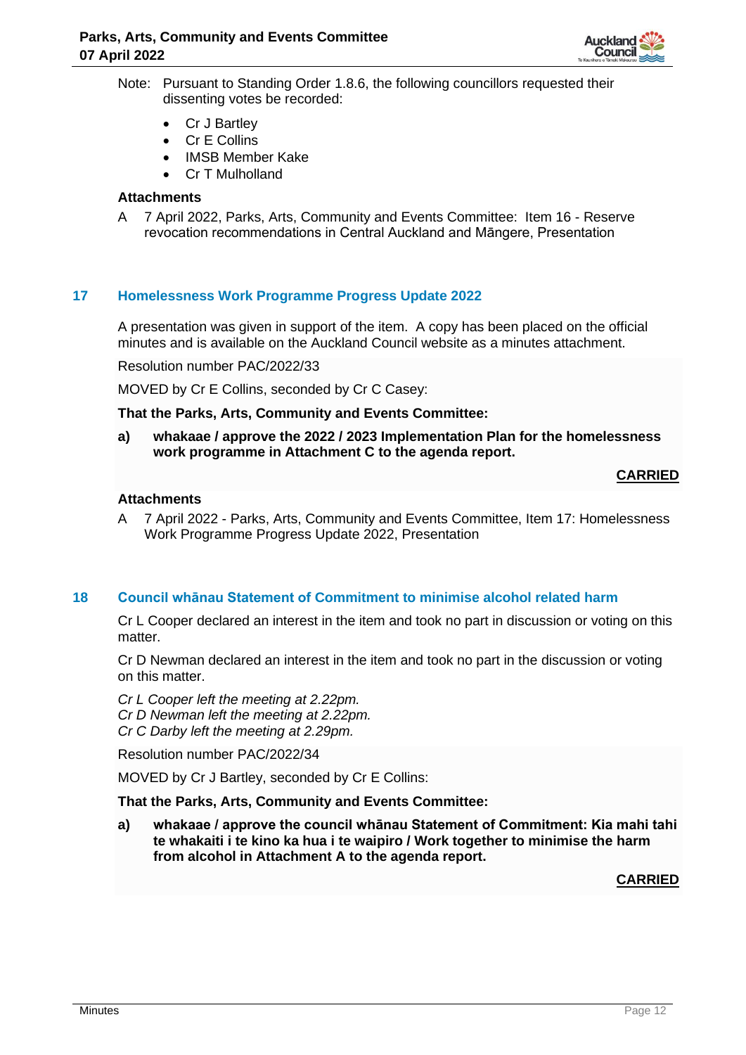Note: Pursuant to Standing Order 1.8.6, the following councillors requested their dissenting votes be recorded:

- Cr J Bartley
- Cr E Collins
- IMSB Member Kake
- Cr T Mulholland

**Attachments**

A 7 April 2022, Parks, Arts, Community and Events Committee: Item 16 - Reserve revocation recommendations in Central Auckland and Māngere, Presentation

## 17 Homelessness Work Programme Progress Update 2022

A presentation was given in support of the item. A copy has been placed on the official minutes and is available on the Auckland Council website as a minutes attachment.

Resolution number PAC/2022/33

MOVED by Cr E Collins, seconded by Cr C Casey:

**That the Parks, Arts, Community and Events Committee:**

**a) whakaae / approve the 2022 / 2023 Implementation Plan for the homelessness work programme in Attachment C to the agenda report.**

**CARRIED**

**Attachments**

A 7 April 2022 - Parks, Arts, Community and Events Committee, Item 17: Homelessness Work Programme Progress Update 2022, Presentation

## 18 Council whānau Statement of Commitment to minimise alcohol related harm

Cr L Cooper declared an interest in the item and took no part in discussion or voting on this matter.

Cr D Newman declared an interest in the item and took no part in the discussion or voting on this matter.

*Cr L Cooper left the meeting at 2.22pm.*
*Cr D Newman left the meeting at 2.22pm.*
*Cr C Darby left the meeting at 2.29pm.*

Resolution number PAC/2022/34

MOVED by Cr J Bartley, seconded by Cr E Collins:

**That the Parks, Arts, Community and Events Committee:**

**a) whakaae / approve the council whānau Statement of Commitment: Kia mahi tahi te whakaiti i te kino ka hua i te waipiro / Work together to minimise the harm from alcohol in Attachment A to the agenda report.**

**CARRIED**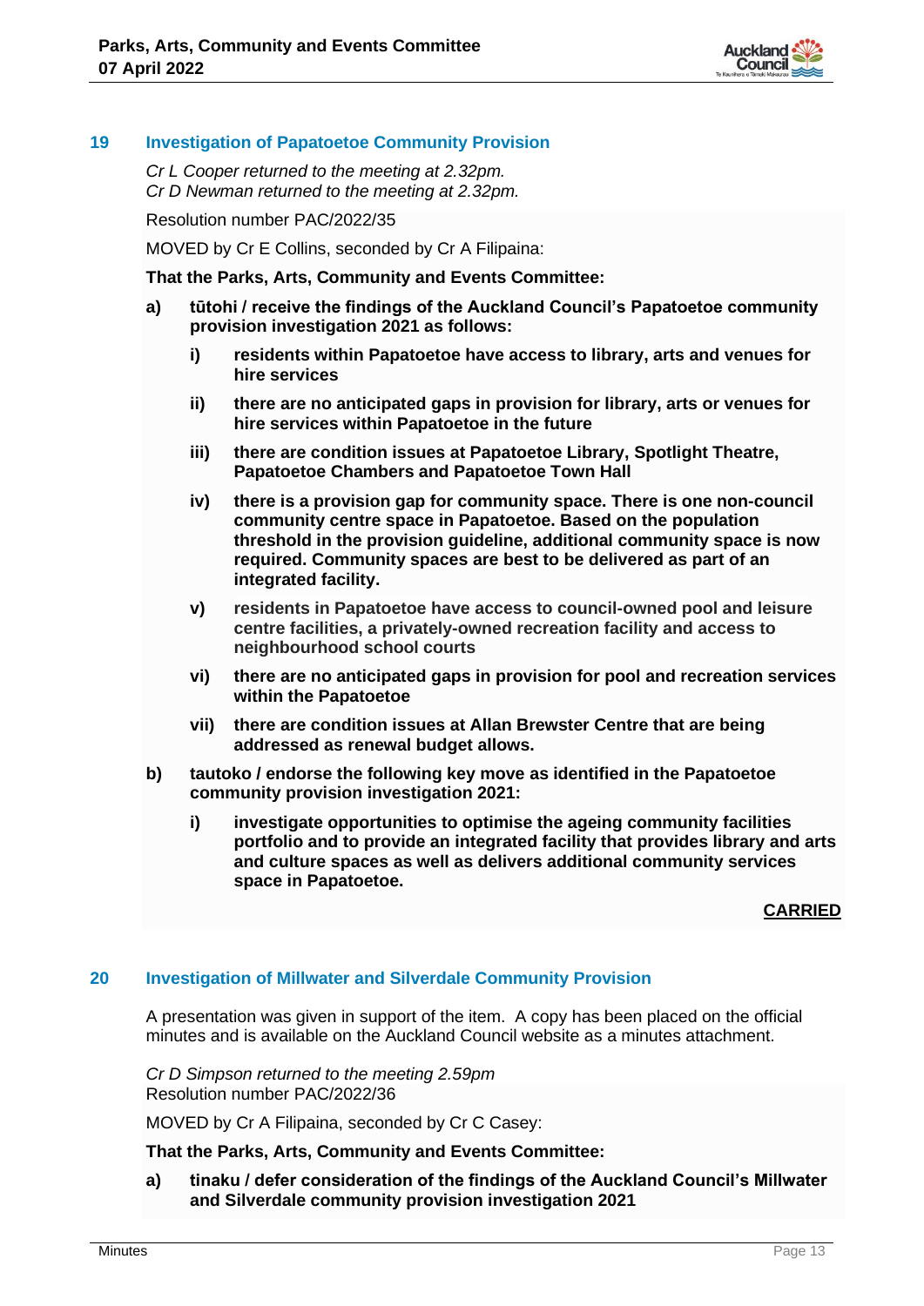## 19 Investigation of Papatoetoe Community Provision

*Cr L Cooper returned to the meeting at 2.32pm.*
*Cr D Newman returned to the meeting at 2.32pm.*

Resolution number PAC/2022/35

MOVED by Cr E Collins, seconded by Cr A Filipaina:

**That the Parks, Arts, Community and Events Committee:**

**a) tūtohi / receive the findings of the Auckland Council's Papatoetoe community provision investigation 2021 as follows:**

**i) residents within Papatoetoe have access to library, arts and venues for hire services**

**ii) there are no anticipated gaps in provision for library, arts or venues for hire services within Papatoetoe in the future**

**iii) there are condition issues at Papatoetoe Library, Spotlight Theatre, Papatoetoe Chambers and Papatoetoe Town Hall**

**iv) there is a provision gap for community space. There is one non-council community centre space in Papatoetoe. Based on the population threshold in the provision guideline, additional community space is now required. Community spaces are best to be delivered as part of an integrated facility.**

**v) residents in Papatoetoe have access to council-owned pool and leisure centre facilities, a privately-owned recreation facility and access to neighbourhood school courts**

**vi) there are no anticipated gaps in provision for pool and recreation services within the Papatoetoe**

**vii) there are condition issues at Allan Brewster Centre that are being addressed as renewal budget allows.**

**b) tautoko / endorse the following key move as identified in the Papatoetoe community provision investigation 2021:**

**i) investigate opportunities to optimise the ageing community facilities portfolio and to provide an integrated facility that provides library and arts and culture spaces as well as delivers additional community services space in Papatoetoe.**

**CARRIED**

## 20 Investigation of Millwater and Silverdale Community Provision

A presentation was given in support of the item. A copy has been placed on the official minutes and is available on the Auckland Council website as a minutes attachment.

*Cr D Simpson returned to the meeting 2.59pm*
Resolution number PAC/2022/36

MOVED by Cr A Filipaina, seconded by Cr C Casey:

**That the Parks, Arts, Community and Events Committee:**

**a) tinaku / defer consideration of the findings of the Auckland Council's Millwater and Silverdale community provision investigation 2021**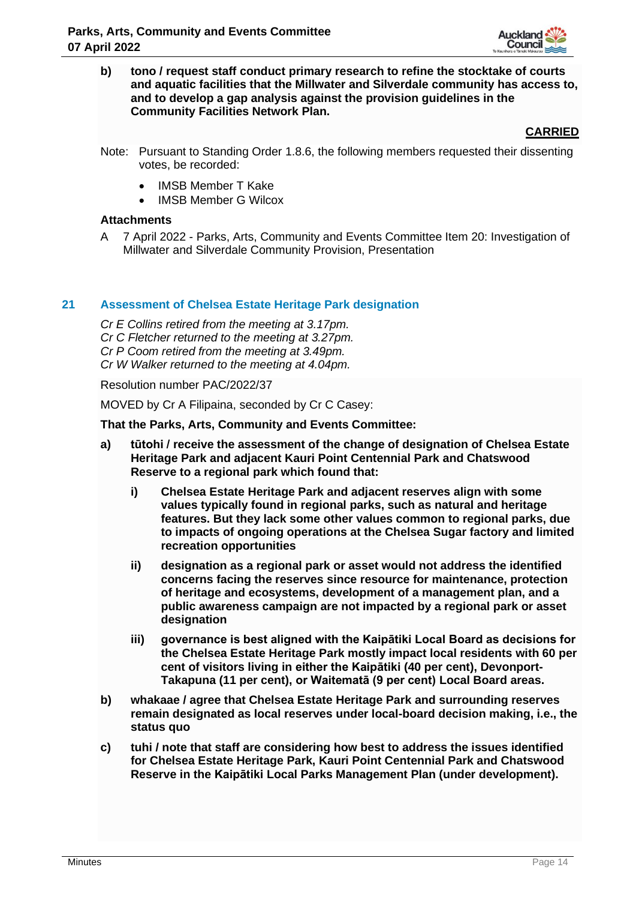**b) tono / request staff conduct primary research to refine the stocktake of courts and aquatic facilities that the Millwater and Silverdale community has access to, and to develop a gap analysis against the provision guidelines in the Community Facilities Network Plan.**

**CARRIED**

Note: Pursuant to Standing Order 1.8.6, the following members requested their dissenting votes, be recorded:

- IMSB Member T Kake
- IMSB Member G Wilcox

**Attachments**

A 7 April 2022 - Parks, Arts, Community and Events Committee Item 20: Investigation of Millwater and Silverdale Community Provision, Presentation

## 21 Assessment of Chelsea Estate Heritage Park designation

*Cr E Collins retired from the meeting at 3.17pm.*
*Cr C Fletcher returned to the meeting at 3.27pm.*
*Cr P Coom retired from the meeting at 3.49pm.*
*Cr W Walker returned to the meeting at 4.04pm.*

Resolution number PAC/2022/37

MOVED by Cr A Filipaina, seconded by Cr C Casey:

**That the Parks, Arts, Community and Events Committee:**

**a) tūtohi / receive the assessment of the change of designation of Chelsea Estate Heritage Park and adjacent Kauri Point Centennial Park and Chatswood Reserve to a regional park which found that:**

**i) Chelsea Estate Heritage Park and adjacent reserves align with some values typically found in regional parks, such as natural and heritage features. But they lack some other values common to regional parks, due to impacts of ongoing operations at the Chelsea Sugar factory and limited recreation opportunities**

**ii) designation as a regional park or asset would not address the identified concerns facing the reserves since resource for maintenance, protection of heritage and ecosystems, development of a management plan, and a public awareness campaign are not impacted by a regional park or asset designation**

**iii) governance is best aligned with the Kaipātiki Local Board as decisions for the Chelsea Estate Heritage Park mostly impact local residents with 60 per cent of visitors living in either the Kaipātiki (40 per cent), Devonport-Takapuna (11 per cent), or Waitematā (9 per cent) Local Board areas.**

**b) whakaae / agree that Chelsea Estate Heritage Park and surrounding reserves remain designated as local reserves under local-board decision making, i.e., the status quo**

**c) tuhi / note that staff are considering how best to address the issues identified for Chelsea Estate Heritage Park, Kauri Point Centennial Park and Chatswood Reserve in the Kaipātiki Local Parks Management Plan (under development).**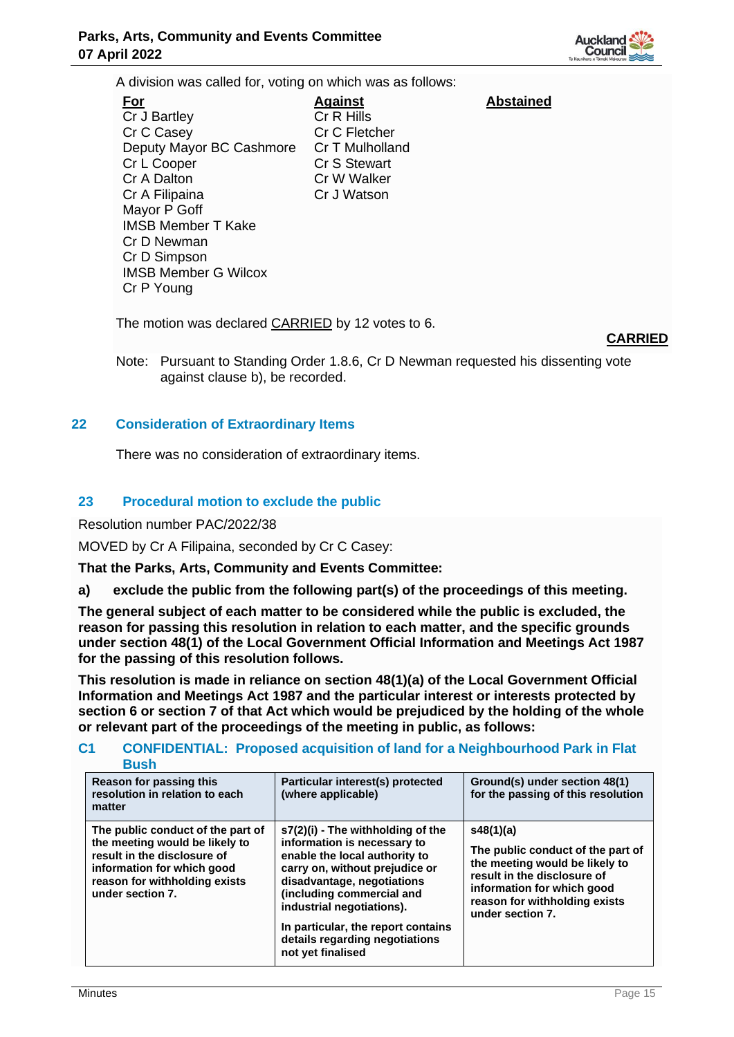A division was called for, voting on which was as follows:

| For | Against | Abstained |
|---|---|---|
| Cr J Bartley | Cr R Hills | |
| Cr C Casey | Cr C Fletcher | |
| Deputy Mayor BC Cashmore | Cr T Mulholland | |
| Cr L Cooper | Cr S Stewart | |
| Cr A Dalton | Cr W Walker | |
| Cr A Filipaina | Cr J Watson | |
| Mayor P Goff | | |
| IMSB Member T Kake | | |
| Cr D Newman | | |
| Cr D Simpson | | |
| IMSB Member G Wilcox | | |
| Cr P Young | | |

The motion was declared CARRIED by 12 votes to 6.

**CARRIED**

Note: Pursuant to Standing Order 1.8.6, Cr D Newman requested his dissenting vote against clause b), be recorded.

## 22 Consideration of Extraordinary Items

There was no consideration of extraordinary items.

## 23 Procedural motion to exclude the public

Resolution number PAC/2022/38

MOVED by Cr A Filipaina, seconded by Cr C Casey:

**That the Parks, Arts, Community and Events Committee:**

**a) exclude the public from the following part(s) of the proceedings of this meeting.**

**The general subject of each matter to be considered while the public is excluded, the reason for passing this resolution in relation to each matter, and the specific grounds under section 48(1) of the Local Government Official Information and Meetings Act 1987 for the passing of this resolution follows.**

**This resolution is made in reliance on section 48(1)(a) of the Local Government Official Information and Meetings Act 1987 and the particular interest or interests protected by section 6 or section 7 of that Act which would be prejudiced by the holding of the whole or relevant part of the proceedings of the meeting in public, as follows:**

### C1 CONFIDENTIAL: Proposed acquisition of land for a Neighbourhood Park in Flat Bush

| Reason for passing this resolution in relation to each matter | Particular interest(s) protected (where applicable) | Ground(s) under section 48(1) for the passing of this resolution |
|---|---|---|
| The public conduct of the part of the meeting would be likely to result in the disclosure of information for which good reason for withholding exists under section 7. | s7(2)(i) - The withholding of the information is necessary to enable the local authority to carry on, without prejudice or disadvantage, negotiations (including commercial and industrial negotiations). In particular, the report contains details regarding negotiations not yet finalised | s48(1)(a) The public conduct of the part of the meeting would be likely to result in the disclosure of information for which good reason for withholding exists under section 7. |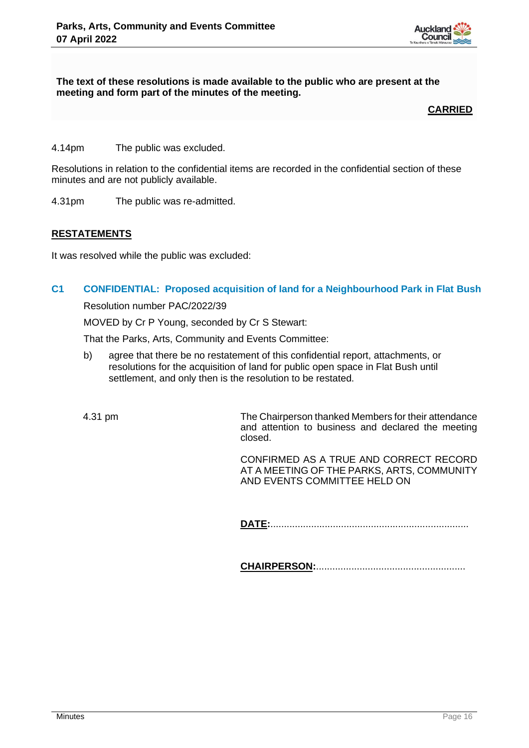**The text of these resolutions is made available to the public who are present at the meeting and form part of the minutes of the meeting.**

**CARRIED**

4.14pm The public was excluded.

Resolutions in relation to the confidential items are recorded in the confidential section of these minutes and are not publicly available.

4.31pm The public was re-admitted.

## RESTATEMENTS

It was resolved while the public was excluded:

### C1 CONFIDENTIAL: Proposed acquisition of land for a Neighbourhood Park in Flat Bush

Resolution number PAC/2022/39

MOVED by Cr P Young, seconded by Cr S Stewart:

That the Parks, Arts, Community and Events Committee:

b) agree that there be no restatement of this confidential report, attachments, or resolutions for the acquisition of land for public open space in Flat Bush until settlement, and only then is the resolution to be restated.

4.31 pm The Chairperson thanked Members for their attendance and attention to business and declared the meeting closed.

CONFIRMED AS A TRUE AND CORRECT RECORD AT A MEETING OF THE PARKS, ARTS, COMMUNITY AND EVENTS COMMITTEE HELD ON

**DATE:**.........................................................................

**CHAIRPERSON:**.......................................................